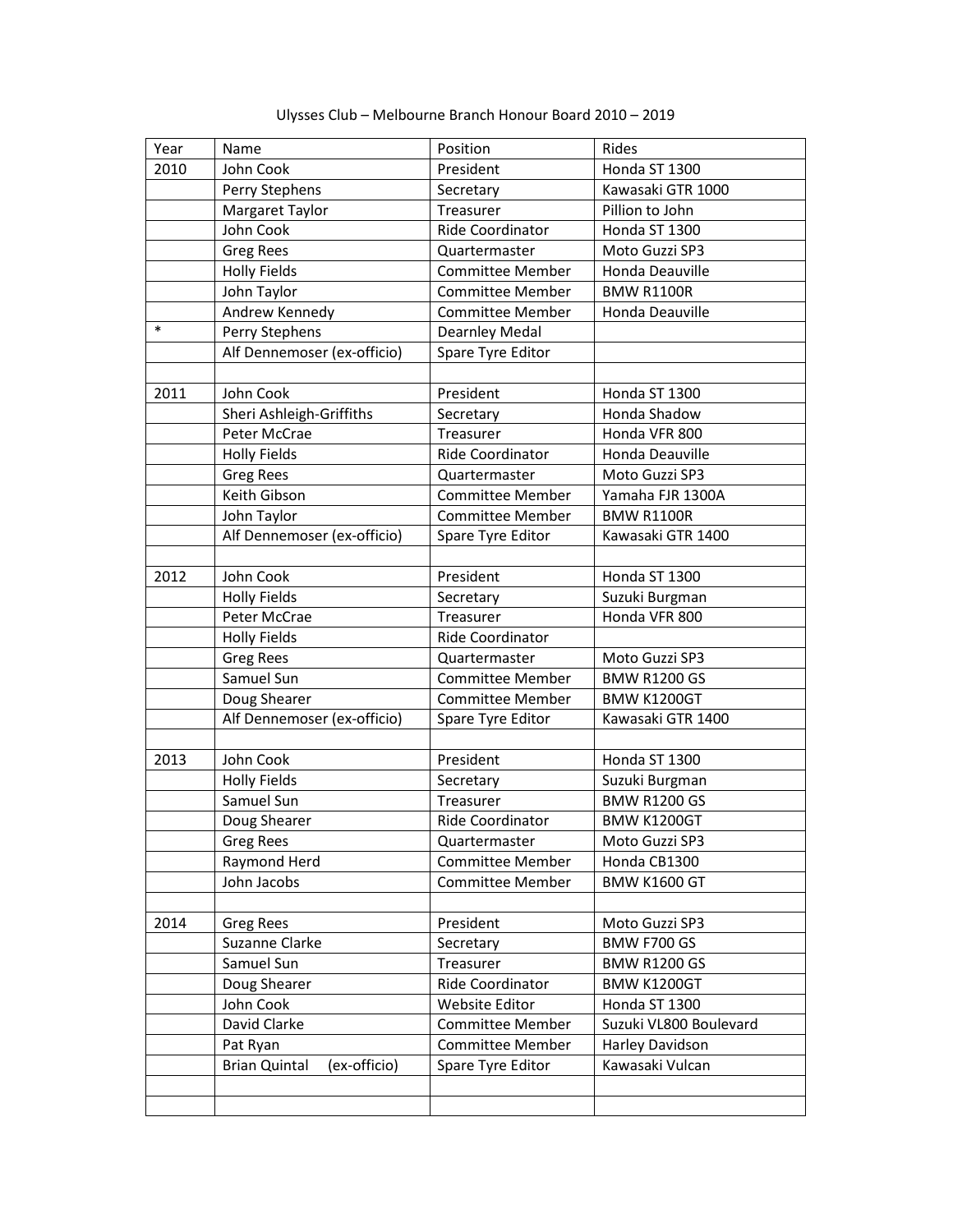Ulysses Club – Melbourne Branch Honour Board 2010 – 2019

| Year | Name | Position | Rides |
|---|---|---|---|
| 2010 | John Cook | President | Honda ST 1300 |
| | Perry Stephens | Secretary | Kawasaki GTR 1000 |
| | Margaret Taylor | Treasurer | Pillion to John |
| | John Cook | Ride Coordinator | Honda ST 1300 |
| | Greg Rees | Quartermaster | Moto Guzzi SP3 |
| | Holly Fields | Committee Member | Honda Deauville |
| | John Taylor | Committee Member | BMW R1100R |
| | Andrew Kennedy | Committee Member | Honda Deauville |
| * | Perry Stephens | Dearnley Medal | |
| | Alf Dennemoser (ex-officio) | Spare Tyre Editor | |
| | | | |
| 2011 | John Cook | President | Honda ST 1300 |
| | Sheri Ashleigh-Griffiths | Secretary | Honda Shadow |
| | Peter McCrae | Treasurer | Honda VFR 800 |
| | Holly Fields | Ride Coordinator | Honda Deauville |
| | Greg Rees | Quartermaster | Moto Guzzi SP3 |
| | Keith Gibson | Committee Member | Yamaha FJR 1300A |
| | John Taylor | Committee Member | BMW R1100R |
| | Alf Dennemoser (ex-officio) | Spare Tyre Editor | Kawasaki GTR 1400 |
| | | | |
| 2012 | John Cook | President | Honda ST 1300 |
| | Holly Fields | Secretary | Suzuki Burgman |
| | Peter McCrae | Treasurer | Honda VFR 800 |
| | Holly Fields | Ride Coordinator | |
| | Greg Rees | Quartermaster | Moto Guzzi SP3 |
| | Samuel Sun | Committee Member | BMW R1200 GS |
| | Doug Shearer | Committee Member | BMW K1200GT |
| | Alf Dennemoser (ex-officio) | Spare Tyre Editor | Kawasaki GTR 1400 |
| | | | |
| 2013 | John Cook | President | Honda ST 1300 |
| | Holly Fields | Secretary | Suzuki Burgman |
| | Samuel Sun | Treasurer | BMW R1200 GS |
| | Doug Shearer | Ride Coordinator | BMW K1200GT |
| | Greg Rees | Quartermaster | Moto Guzzi SP3 |
| | Raymond Herd | Committee Member | Honda CB1300 |
| | John Jacobs | Committee Member | BMW K1600 GT |
| | | | |
| 2014 | Greg Rees | President | Moto Guzzi SP3 |
| | Suzanne Clarke | Secretary | BMW F700 GS |
| | Samuel Sun | Treasurer | BMW R1200 GS |
| | Doug Shearer | Ride Coordinator | BMW K1200GT |
| | John Cook | Website Editor | Honda ST 1300 |
| | David Clarke | Committee Member | Suzuki VL800 Boulevard |
| | Pat Ryan | Committee Member | Harley Davidson |
| | Brian Quintal (ex-officio) | Spare Tyre Editor | Kawasaki Vulcan |
| | | | |
| | | | |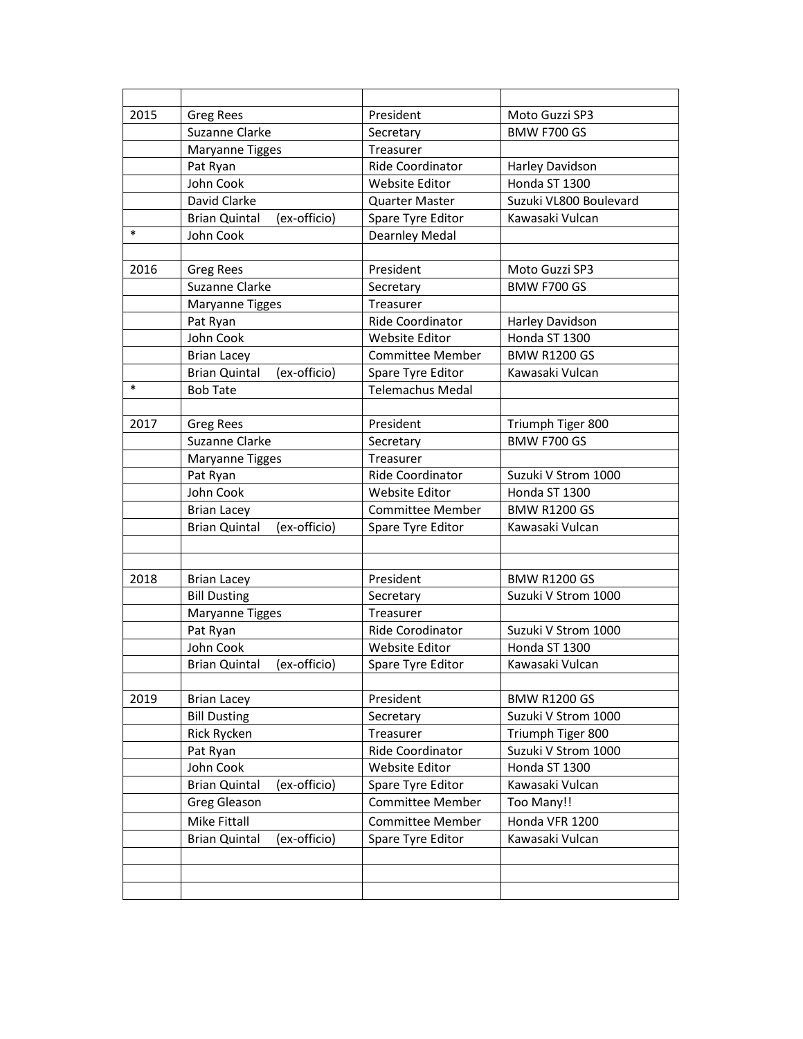| | | | |
|---|---|---|---|
| | | | |
| 2015 | Greg Rees | President | Moto Guzzi SP3 |
| | Suzanne Clarke | Secretary | BMW F700 GS |
| | Maryanne Tigges | Treasurer | |
| | Pat Ryan | Ride Coordinator | Harley Davidson |
| | John Cook | Website Editor | Honda ST 1300 |
| | David Clarke | Quarter Master | Suzuki VL800 Boulevard |
| | Brian Quintal (ex-officio) | Spare Tyre Editor | Kawasaki Vulcan |
| * | John Cook | Dearnley Medal | |
| | | | |
| 2016 | Greg Rees | President | Moto Guzzi SP3 |
| | Suzanne Clarke | Secretary | BMW F700 GS |
| | Maryanne Tigges | Treasurer | |
| | Pat Ryan | Ride Coordinator | Harley Davidson |
| | John Cook | Website Editor | Honda ST 1300 |
| | Brian Lacey | Committee Member | BMW R1200 GS |
| | Brian Quintal (ex-officio) | Spare Tyre Editor | Kawasaki Vulcan |
| * | Bob Tate | Telemachus Medal | |
| | | | |
| 2017 | Greg Rees | President | Triumph Tiger 800 |
| | Suzanne Clarke | Secretary | BMW F700 GS |
| | Maryanne Tigges | Treasurer | |
| | Pat Ryan | Ride Coordinator | Suzuki V Strom 1000 |
| | John Cook | Website Editor | Honda ST 1300 |
| | Brian Lacey | Committee Member | BMW R1200 GS |
| | Brian Quintal (ex-officio) | Spare Tyre Editor | Kawasaki Vulcan |
| | | | |
| | | | |
| 2018 | Brian Lacey | President | BMW R1200 GS |
| | Bill Dusting | Secretary | Suzuki V Strom 1000 |
| | Maryanne Tigges | Treasurer | |
| | Pat Ryan | Ride Corodinator | Suzuki V Strom 1000 |
| | John Cook | Website Editor | Honda ST 1300 |
| | Brian Quintal (ex-officio) | Spare Tyre Editor | Kawasaki Vulcan |
| | | | |
| 2019 | Brian Lacey | President | BMW R1200 GS |
| | Bill Dusting | Secretary | Suzuki V Strom 1000 |
| | Rick Rycken | Treasurer | Triumph Tiger 800 |
| | Pat Ryan | Ride Coordinator | Suzuki V Strom 1000 |
| | John Cook | Website Editor | Honda ST 1300 |
| | Brian Quintal (ex-officio) | Spare Tyre Editor | Kawasaki Vulcan |
| | Greg Gleason | Committee Member | Too Many!! |
| | Mike Fittall | Committee Member | Honda VFR 1200 |
| | Brian Quintal (ex-officio) | Spare Tyre Editor | Kawasaki Vulcan |
| | | | |
| | | | |
| | | | |